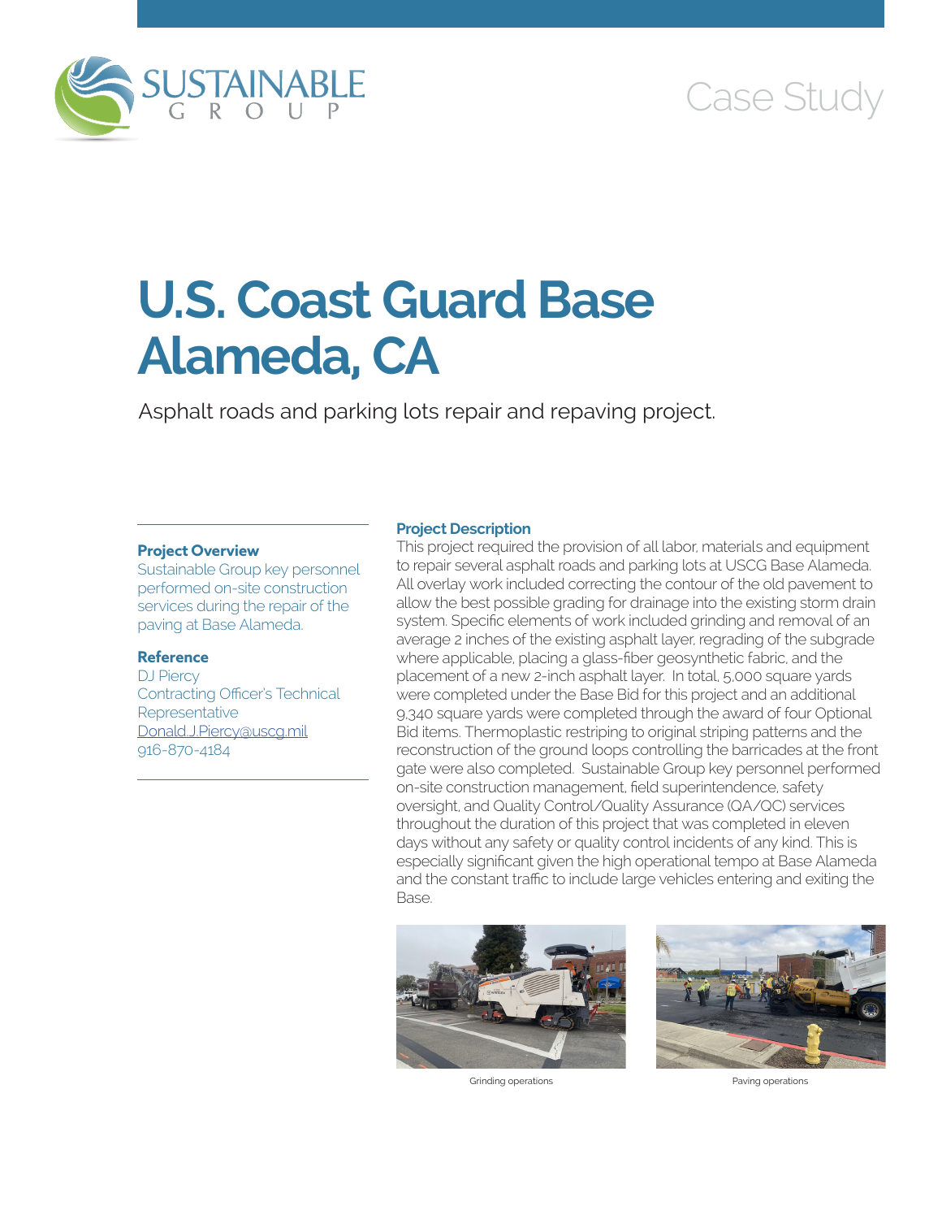SUSTAINABLE GROUP

Case Study

# U.S. Coast Guard Base Alameda, CA

Asphalt roads and parking lots repair and repaving project.

### Project Overview

Sustainable Group key personnel performed on-site construction services during the repair of the paving at Base Alameda.

### Reference

DJ Piercy
Contracting Officer's Technical Representative
Donald.J.Piercy@uscg.mil
916-870-4184

### Project Description

This project required the provision of all labor, materials and equipment to repair several asphalt roads and parking lots at USCG Base Alameda. All overlay work included correcting the contour of the old pavement to allow the best possible grading for drainage into the existing storm drain system. Specific elements of work included grinding and removal of an average 2 inches of the existing asphalt layer, regrading of the subgrade where applicable, placing a glass-fiber geosynthetic fabric, and the placement of a new 2-inch asphalt layer. In total, 5,000 square yards were completed under the Base Bid for this project and an additional 9,340 square yards were completed through the award of four Optional Bid items. Thermoplastic restriping to original striping patterns and the reconstruction of the ground loops controlling the barricades at the front gate were also completed. Sustainable Group key personnel performed on-site construction management, field superintendence, safety oversight, and Quality Control/Quality Assurance (QA/QC) services throughout the duration of this project that was completed in eleven days without any safety or quality control incidents of any kind. This is especially significant given the high operational tempo at Base Alameda and the constant traffic to include large vehicles entering and exiting the Base.

Grinding operations

Paving operations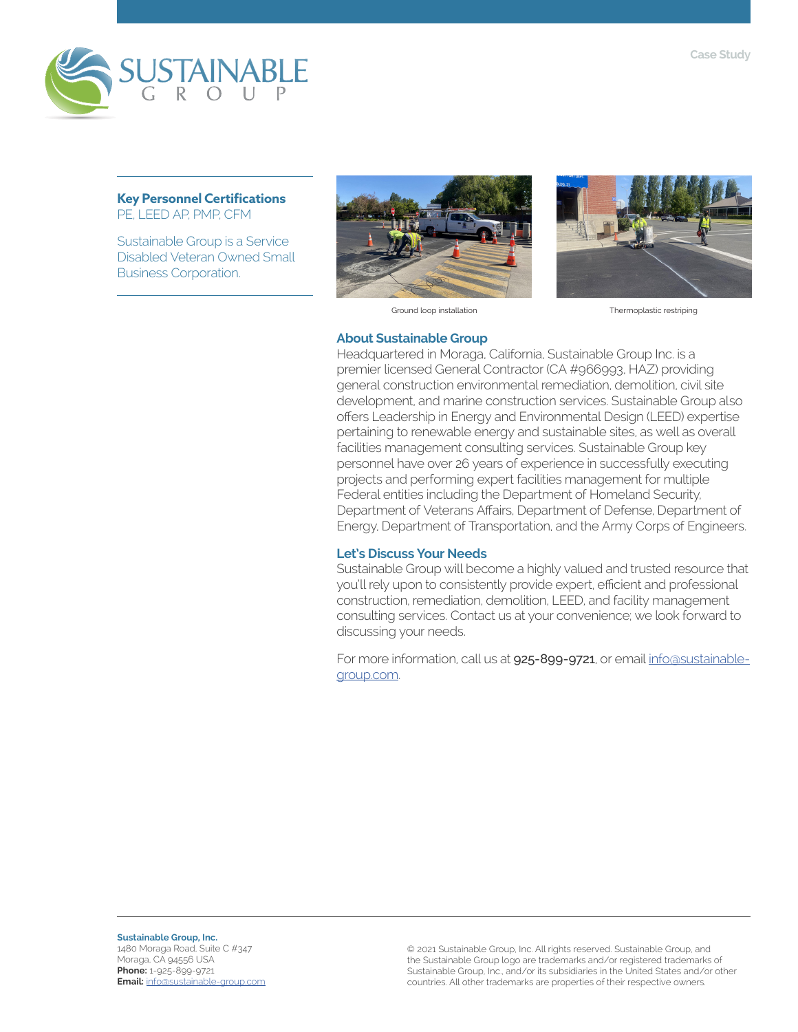Case Study

**Key Personnel Certifications**
PE, LEED AP, PMP, CFM

Sustainable Group is a Service Disabled Veteran Owned Small Business Corporation.

Ground loop installation

Thermoplastic restriping

## About Sustainable Group

Headquartered in Moraga, California, Sustainable Group Inc. is a premier licensed General Contractor (CA #966993, HAZ) providing general construction environmental remediation, demolition, civil site development, and marine construction services. Sustainable Group also offers Leadership in Energy and Environmental Design (LEED) expertise pertaining to renewable energy and sustainable sites, as well as overall facilities management consulting services. Sustainable Group key personnel have over 26 years of experience in successfully executing projects and performing expert facilities management for multiple Federal entities including the Department of Homeland Security, Department of Veterans Affairs, Department of Defense, Department of Energy, Department of Transportation, and the Army Corps of Engineers.

## Let's Discuss Your Needs

Sustainable Group will become a highly valued and trusted resource that you'll rely upon to consistently provide expert, efficient and professional construction, remediation, demolition, LEED, and facility management consulting services. Contact us at your convenience; we look forward to discussing your needs.

For more information, call us at 925-899-9721, or email info@sustainable-group.com.

**Sustainable Group, Inc.**
1480 Moraga Road, Suite C #347
Moraga, CA 94556 USA
**Phone:** 1-925-899-9721
**Email:** info@sustainable-group.com

© 2021 Sustainable Group, Inc. All rights reserved. Sustainable Group, and the Sustainable Group logo are trademarks and/or registered trademarks of Sustainable Group, Inc., and/or its subsidiaries in the United States and/or other countries. All other trademarks are properties of their respective owners.